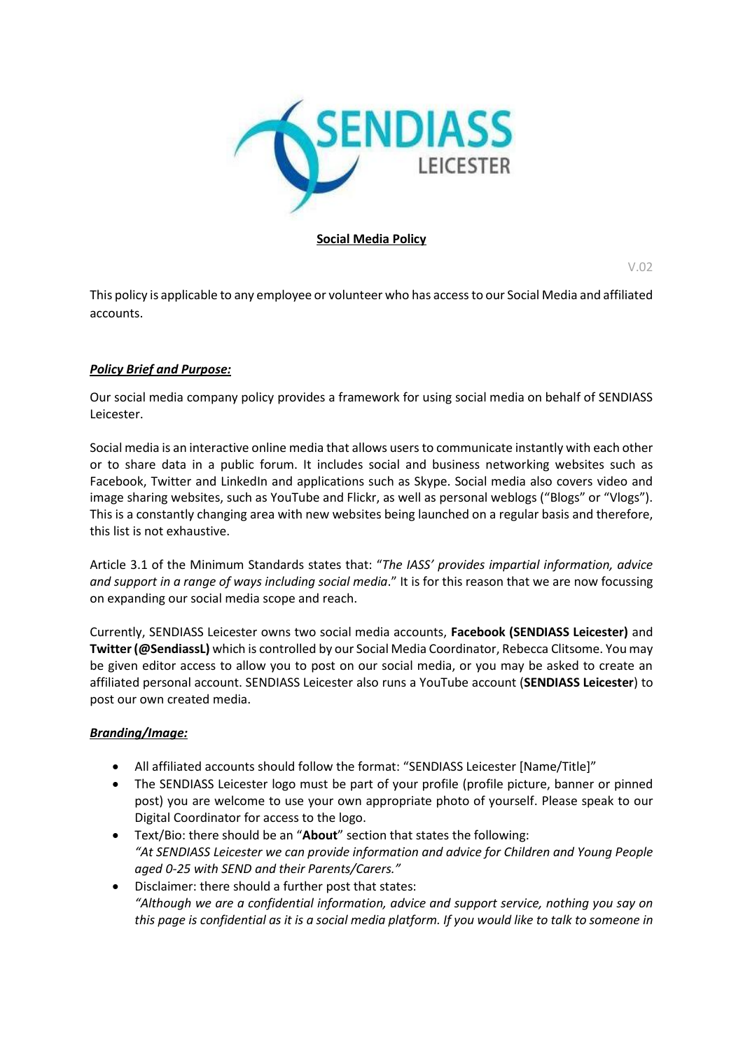**Social Media Policy**

V.02

This policy is applicable to any employee or volunteer who has access to our Social Media and affiliated accounts.

***Policy Brief and Purpose:***

Our social media company policy provides a framework for using social media on behalf of SENDIASS Leicester.

Social media is an interactive online media that allows users to communicate instantly with each other or to share data in a public forum. It includes social and business networking websites such as Facebook, Twitter and LinkedIn and applications such as Skype. Social media also covers video and image sharing websites, such as YouTube and Flickr, as well as personal weblogs ("Blogs" or "Vlogs"). This is a constantly changing area with new websites being launched on a regular basis and therefore, this list is not exhaustive.

Article 3.1 of the Minimum Standards states that: "*The IASS' provides impartial information, advice and support in a range of ways including social media*." It is for this reason that we are now focussing on expanding our social media scope and reach.

Currently, SENDIASS Leicester owns two social media accounts, **Facebook (SENDIASS Leicester)** and **Twitter (@SendiassL)** which is controlled by our Social Media Coordinator, Rebecca Clitsome. You may be given editor access to allow you to post on our social media, or you may be asked to create an affiliated personal account. SENDIASS Leicester also runs a YouTube account (**SENDIASS Leicester**) to post our own created media.

***Branding/Image:***

- All affiliated accounts should follow the format: "SENDIASS Leicester [Name/Title]"
- The SENDIASS Leicester logo must be part of your profile (profile picture, banner or pinned post) you are welcome to use your own appropriate photo of yourself. Please speak to our Digital Coordinator for access to the logo.
- Text/Bio: there should be an "**About**" section that states the following:
  *"At SENDIASS Leicester we can provide information and advice for Children and Young People aged 0-25 with SEND and their Parents/Carers."*
- Disclaimer: there should a further post that states:
  *"Although we are a confidential information, advice and support service, nothing you say on this page is confidential as it is a social media platform. If you would like to talk to someone in*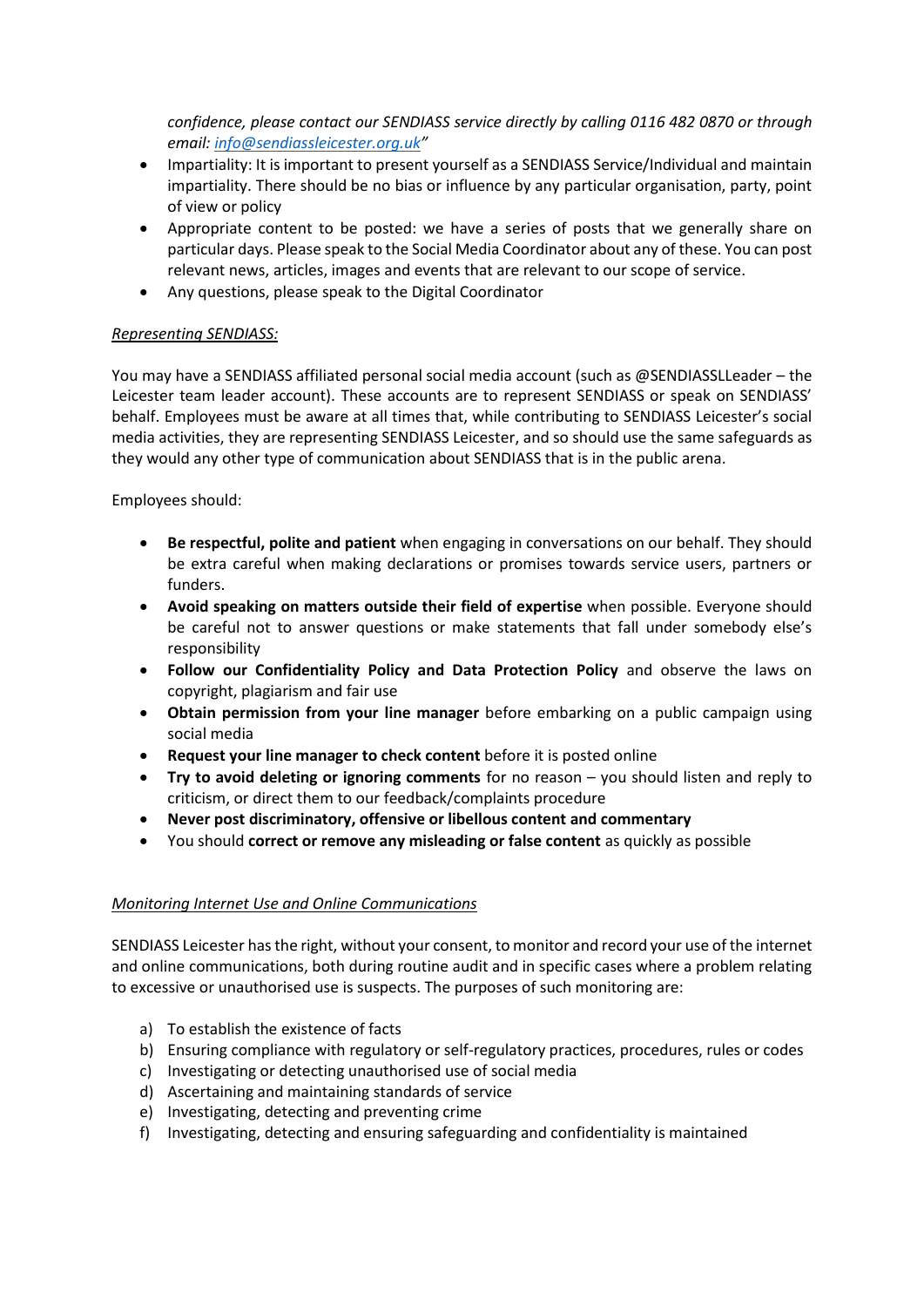*confidence, please contact our SENDIASS service directly by calling 0116 482 0870 or through email: [info@sendiassleicester.org.uk](mailto:info@sendiassleicester.org.uk)"*

- Impartiality: It is important to present yourself as a SENDIASS Service/Individual and maintain impartiality. There should be no bias or influence by any particular organisation, party, point of view or policy
- Appropriate content to be posted: we have a series of posts that we generally share on particular days. Please speak to the Social Media Coordinator about any of these. You can post relevant news, articles, images and events that are relevant to our scope of service.
- Any questions, please speak to the Digital Coordinator

*<u>Representing SENDIASS:</u>*

You may have a SENDIASS affiliated personal social media account (such as @SENDIASSLLeader – the Leicester team leader account). These accounts are to represent SENDIASS or speak on SENDIASS' behalf. Employees must be aware at all times that, while contributing to SENDIASS Leicester's social media activities, they are representing SENDIASS Leicester, and so should use the same safeguards as they would any other type of communication about SENDIASS that is in the public arena.

Employees should:

- **Be respectful, polite and patient** when engaging in conversations on our behalf. They should be extra careful when making declarations or promises towards service users, partners or funders.
- **Avoid speaking on matters outside their field of expertise** when possible. Everyone should be careful not to answer questions or make statements that fall under somebody else's responsibility
- **Follow our Confidentiality Policy and Data Protection Policy** and observe the laws on copyright, plagiarism and fair use
- **Obtain permission from your line manager** before embarking on a public campaign using social media
- **Request your line manager to check content** before it is posted online
- **Try to avoid deleting or ignoring comments** for no reason – you should listen and reply to criticism, or direct them to our feedback/complaints procedure
- **Never post discriminatory, offensive or libellous content and commentary**
- You should **correct or remove any misleading or false content** as quickly as possible

*<u>Monitoring Internet Use and Online Communications</u>*

SENDIASS Leicester has the right, without your consent, to monitor and record your use of the internet and online communications, both during routine audit and in specific cases where a problem relating to excessive or unauthorised use is suspects. The purposes of such monitoring are:

a) To establish the existence of facts
b) Ensuring compliance with regulatory or self-regulatory practices, procedures, rules or codes
c) Investigating or detecting unauthorised use of social media
d) Ascertaining and maintaining standards of service
e) Investigating, detecting and preventing crime
f) Investigating, detecting and ensuring safeguarding and confidentiality is maintained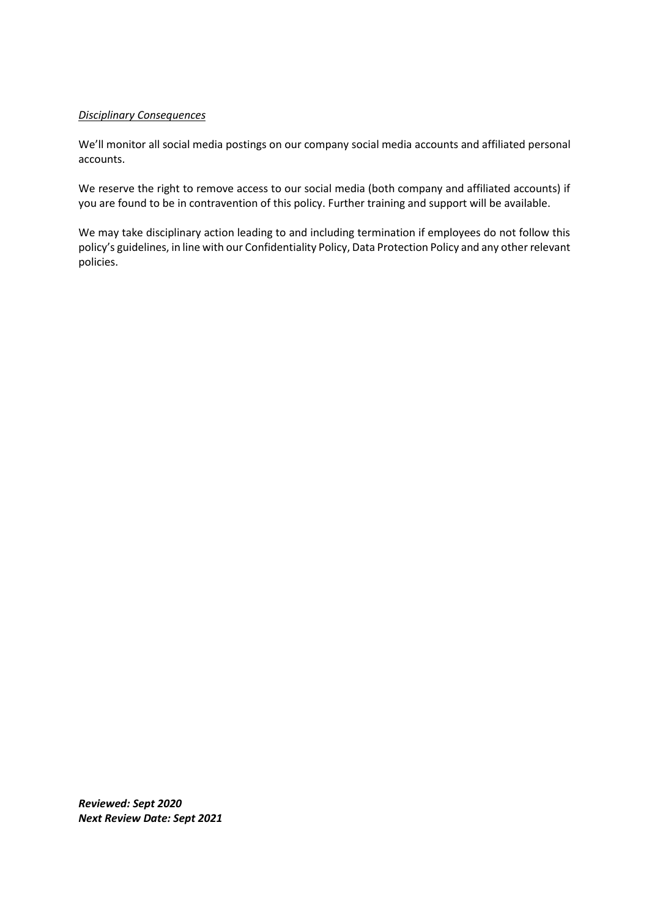*Disciplinary Consequences*

We'll monitor all social media postings on our company social media accounts and affiliated personal accounts.

We reserve the right to remove access to our social media (both company and affiliated accounts) if you are found to be in contravention of this policy. Further training and support will be available.

We may take disciplinary action leading to and including termination if employees do not follow this policy's guidelines, in line with our Confidentiality Policy, Data Protection Policy and any other relevant policies.

***Reviewed: Sept 2020***
***Next Review Date: Sept 2021***